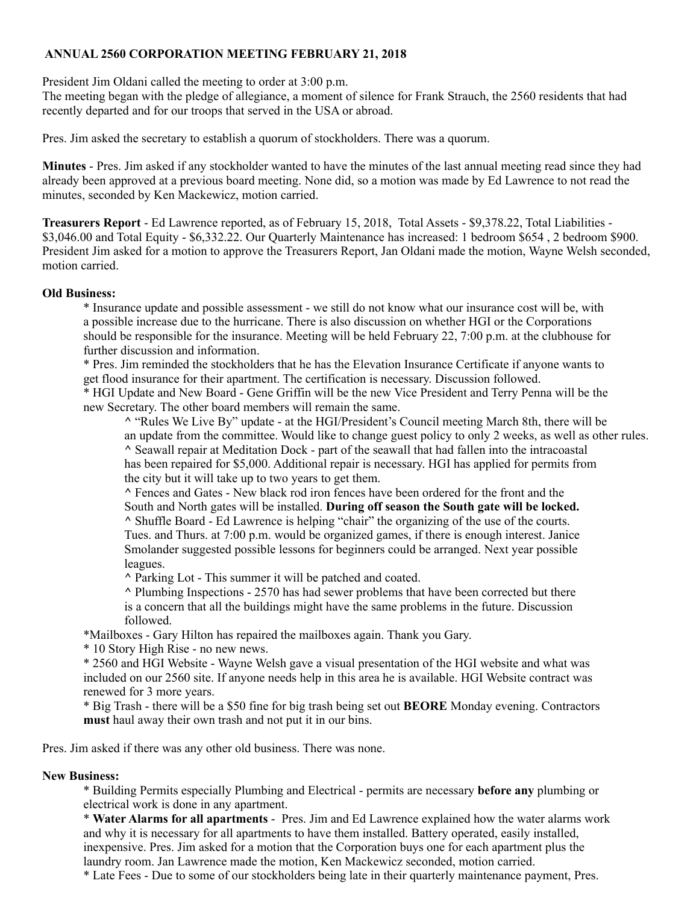## ANNUAL 2560 CORPORATION MEETING FEBRUARY 21, 2018

President Jim Oldani called the meeting to order at 3:00 p.m.
The meeting began with the pledge of allegiance, a moment of silence for Frank Strauch, the 2560 residents that had recently departed and for our troops that served in the USA or abroad.

Pres. Jim asked the secretary to establish a quorum of stockholders. There was a quorum.

**Minutes** - Pres. Jim asked if any stockholder wanted to have the minutes of the last annual meeting read since they had already been approved at a previous board meeting. None did, so a motion was made by Ed Lawrence to not read the minutes, seconded by Ken Mackewicz, motion carried.

**Treasurers Report** - Ed Lawrence reported, as of February 15, 2018, Total Assets - $9,378.22, Total Liabilities - $3,046.00 and Total Equity - $6,332.22. Our Quarterly Maintenance has increased: 1 bedroom $654 , 2 bedroom $900. President Jim asked for a motion to approve the Treasurers Report, Jan Oldani made the motion, Wayne Welsh seconded, motion carried.

**Old Business:**

* Insurance update and possible assessment - we still do not know what our insurance cost will be, with a possible increase due to the hurricane. There is also discussion on whether HGI or the Corporations should be responsible for the insurance. Meeting will be held February 22, 7:00 p.m. at the clubhouse for further discussion and information.
* Pres. Jim reminded the stockholders that he has the Elevation Insurance Certificate if anyone wants to get flood insurance for their apartment. The certification is necessary. Discussion followed.
* HGI Update and New Board - Gene Griffin will be the new Vice President and Terry Penna will be the new Secretary. The other board members will remain the same.
    - ^ "Rules We Live By" update - at the HGI/President's Council meeting March 8th, there will be an update from the committee. Would like to change guest policy to only 2 weeks, as well as other rules.
    - ^ Seawall repair at Meditation Dock - part of the seawall that had fallen into the intracoastal has been repaired for $5,000. Additional repair is necessary. HGI has applied for permits from the city but it will take up to two years to get them.
    - ^ Fences and Gates - New black rod iron fences have been ordered for the front and the South and North gates will be installed. **During off season the South gate will be locked.**
    - ^ Shuffle Board - Ed Lawrence is helping "chair" the organizing of the use of the courts. Tues. and Thurs. at 7:00 p.m. would be organized games, if there is enough interest. Janice Smolander suggested possible lessons for beginners could be arranged. Next year possible leagues.
    - ^ Parking Lot - This summer it will be patched and coated.
    - ^ Plumbing Inspections - 2570 has had sewer problems that have been corrected but there is a concern that all the buildings might have the same problems in the future. Discussion followed.
* Mailboxes - Gary Hilton has repaired the mailboxes again. Thank you Gary.
* 10 Story High Rise - no new news.
* 2560 and HGI Website - Wayne Welsh gave a visual presentation of the HGI website and what was included on our 2560 site. If anyone needs help in this area he is available. HGI Website contract was renewed for 3 more years.
* Big Trash - there will be a $50 fine for big trash being set out **BEFORE** Monday evening. Contractors **must** haul away their own trash and not put it in our bins.

Pres. Jim asked if there was any other old business. There was none.

**New Business:**

* Building Permits especially Plumbing and Electrical - permits are necessary **before any** plumbing or electrical work is done in any apartment.
* **Water Alarms for all apartments** - Pres. Jim and Ed Lawrence explained how the water alarms work and why it is necessary for all apartments to have them installed. Battery operated, easily installed, inexpensive. Pres. Jim asked for a motion that the Corporation buys one for each apartment plus the laundry room. Jan Lawrence made the motion, Ken Mackewicz seconded, motion carried.
* Late Fees - Due to some of our stockholders being late in their quarterly maintenance payment, Pres.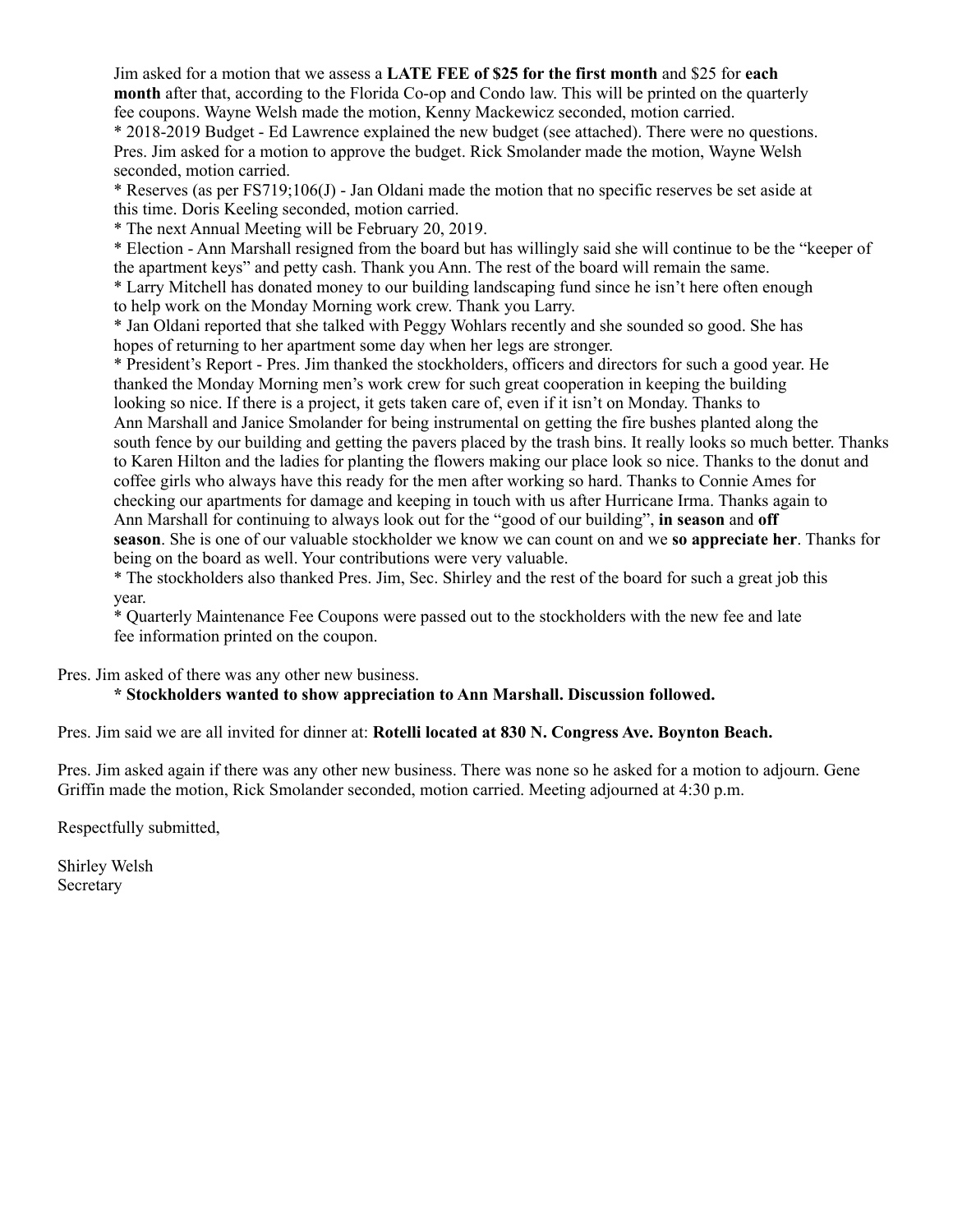Jim asked for a motion that we assess a **LATE FEE of $25 for the first month** and $25 for **each month** after that, according to the Florida Co-op and Condo law. This will be printed on the quarterly fee coupons. Wayne Welsh made the motion, Kenny Mackewicz seconded, motion carried.

* 2018-2019 Budget - Ed Lawrence explained the new budget (see attached). There were no questions. Pres. Jim asked for a motion to approve the budget. Rick Smolander made the motion, Wayne Welsh seconded, motion carried.
* Reserves (as per FS719;106(J) - Jan Oldani made the motion that no specific reserves be set aside at this time. Doris Keeling seconded, motion carried.
* The next Annual Meeting will be February 20, 2019.
* Election - Ann Marshall resigned from the board but has willingly said she will continue to be the "keeper of the apartment keys" and petty cash. Thank you Ann. The rest of the board will remain the same.
* Larry Mitchell has donated money to our building landscaping fund since he isn't here often enough to help work on the Monday Morning work crew. Thank you Larry.
* Jan Oldani reported that she talked with Peggy Wohlars recently and she sounded so good. She has hopes of returning to her apartment some day when her legs are stronger.
* President's Report - Pres. Jim thanked the stockholders, officers and directors for such a good year. He thanked the Monday Morning men's work crew for such great cooperation in keeping the building looking so nice. If there is a project, it gets taken care of, even if it isn't on Monday. Thanks to Ann Marshall and Janice Smolander for being instrumental on getting the fire bushes planted along the south fence by our building and getting the pavers placed by the trash bins. It really looks so much better. Thanks to Karen Hilton and the ladies for planting the flowers making our place look so nice. Thanks to the donut and coffee girls who always have this ready for the men after working so hard. Thanks to Connie Ames for checking our apartments for damage and keeping in touch with us after Hurricane Irma. Thanks again to Ann Marshall for continuing to always look out for the "good of our building", **in season** and **off season**. She is one of our valuable stockholder we know we can count on and we **so appreciate her**. Thanks for being on the board as well. Your contributions were very valuable.
* The stockholders also thanked Pres. Jim, Sec. Shirley and the rest of the board for such a great job this year.
* Quarterly Maintenance Fee Coupons were passed out to the stockholders with the new fee and late fee information printed on the coupon.

Pres. Jim asked of there was any other new business.

**\* Stockholders wanted to show appreciation to Ann Marshall. Discussion followed.**

Pres. Jim said we are all invited for dinner at: **Rotelli located at 830 N. Congress Ave. Boynton Beach.**

Pres. Jim asked again if there was any other new business. There was none so he asked for a motion to adjourn. Gene Griffin made the motion, Rick Smolander seconded, motion carried. Meeting adjourned at 4:30 p.m.

Respectfully submitted,

Shirley Welsh
Secretary